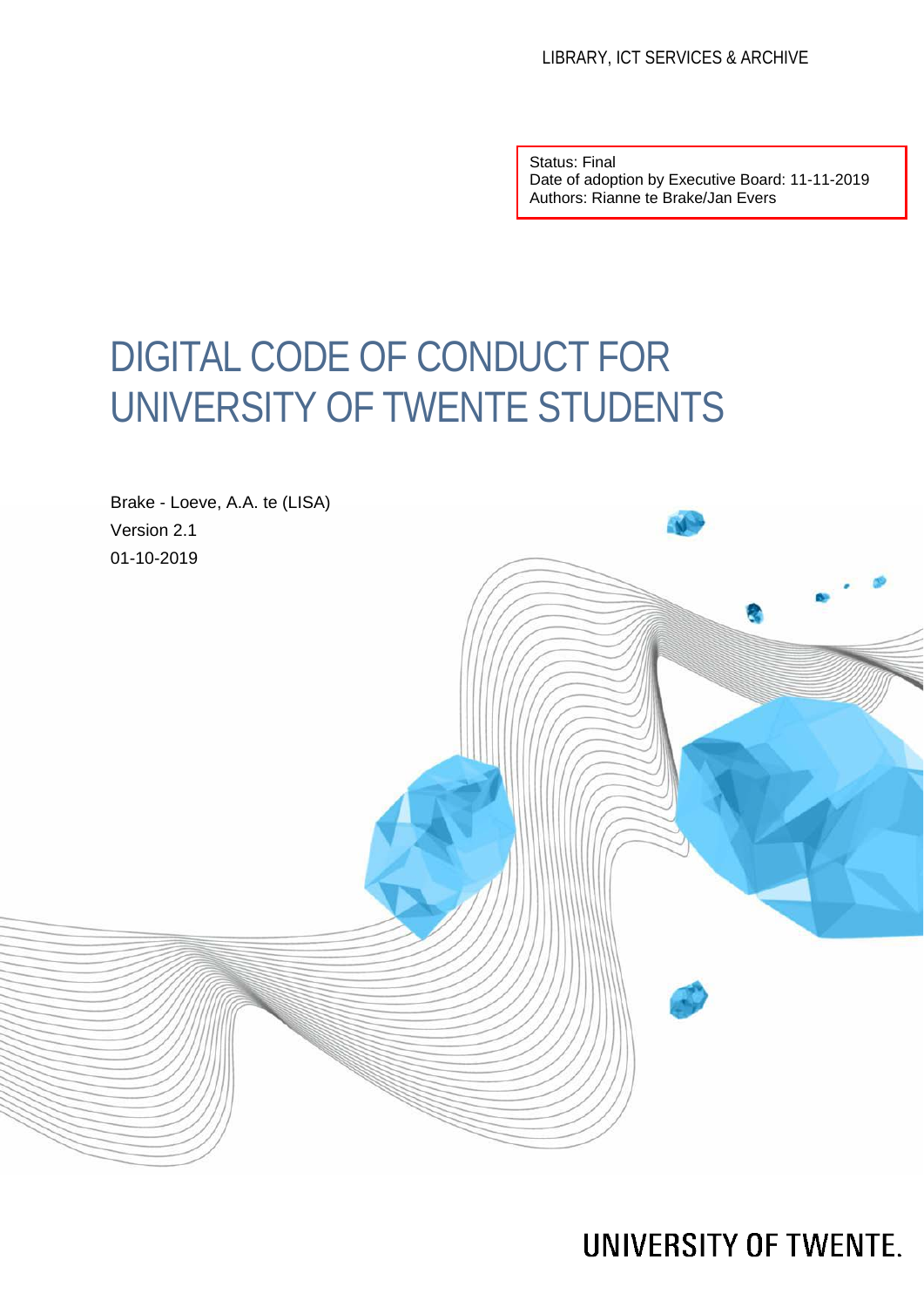LIBRARY, ICT SERVICES & ARCHIVE

Status: Final
Date of adoption by Executive Board: 11-11-2019
Authors: Rianne te Brake/Jan Evers

# DIGITAL CODE OF CONDUCT FOR UNIVERSITY OF TWENTE STUDENTS

Brake - Loeve, A.A. te (LISA)
Version 2.1
01-10-2019

UNIVERSITY OF TWENTE.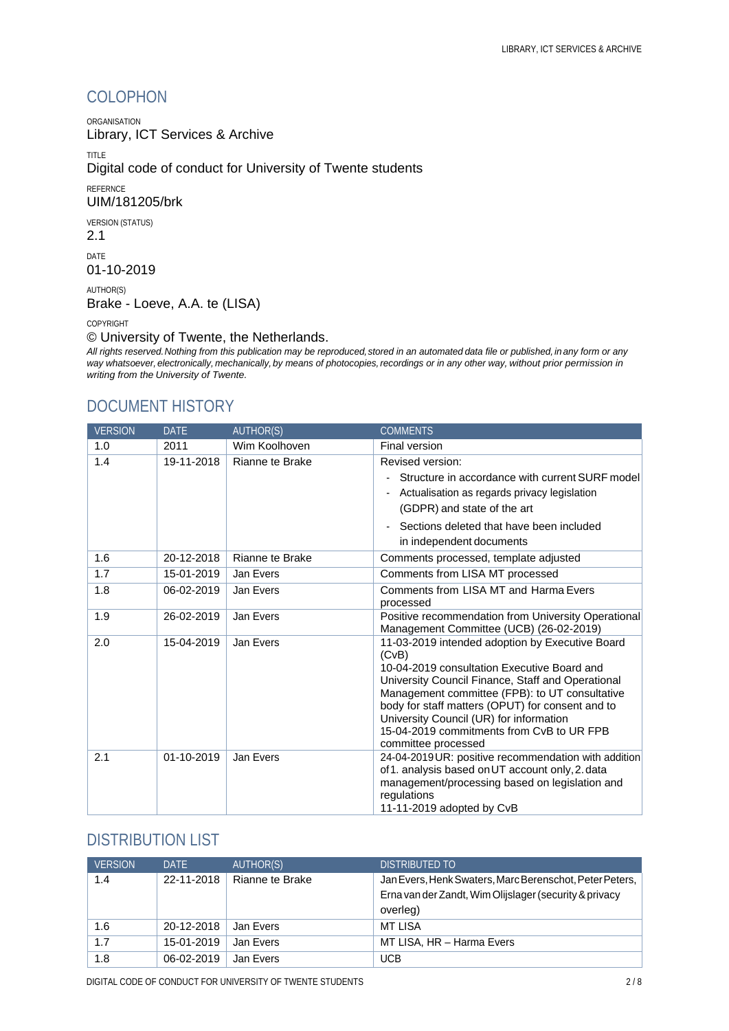## COLOPHON

ORGANISATION
Library, ICT Services & Archive

TITLE
Digital code of conduct for University of Twente students

REFERNCE
UIM/181205/brk

VERSION (STATUS)
2.1

DATE
01-10-2019

AUTHOR(S)
Brake - Loeve, A.A. te (LISA)

COPYRIGHT
© University of Twente, the Netherlands.
*All rights reserved. Nothing from this publication may be reproduced, stored in an automated data file or published, in any form or any way whatsoever, electronically, mechanically, by means of photocopies, recordings or in any other way, without prior permission in writing from the University of Twente.*

## DOCUMENT HISTORY

| VERSION | DATE | AUTHOR(S) | COMMENTS |
|---|---|---|---|
| 1.0 | 2011 | Wim Koolhoven | Final version |
| 1.4 | 19-11-2018 | Rianne te Brake | Revised version:<br>- Structure in accordance with current SURF model<br>- Actualisation as regards privacy legislation (GDPR) and state of the art<br>- Sections deleted that have been included in independent documents |
| 1.6 | 20-12-2018 | Rianne te Brake | Comments processed, template adjusted |
| 1.7 | 15-01-2019 | Jan Evers | Comments from LISA MT processed |
| 1.8 | 06-02-2019 | Jan Evers | Comments from LISA MT and Harma Evers processed |
| 1.9 | 26-02-2019 | Jan Evers | Positive recommendation from University Operational Management Committee (UCB) (26-02-2019) |
| 2.0 | 15-04-2019 | Jan Evers | 11-03-2019 intended adoption by Executive Board (CvB)<br>10-04-2019 consultation Executive Board and University Council Finance, Staff and Operational Management committee (FPB): to UT consultative body for staff matters (OPUT) for consent and to University Council (UR) for information<br>15-04-2019 commitments from CvB to UR FPB committee processed |
| 2.1 | 01-10-2019 | Jan Evers | 24-04-2019 UR: positive recommendation with addition of 1. analysis based on UT account only, 2. data management/processing based on legislation and regulations<br>11-11-2019 adopted by CvB |

## DISTRIBUTION LIST

| VERSION | DATE | AUTHOR(S) | DISTRIBUTED TO |
|---|---|---|---|
| 1.4 | 22-11-2018 | Rianne te Brake | Jan Evers, Henk Swaters, Marc Berenschot, Peter Peters, Erna van der Zandt, Wim Olijslager (security & privacy overleg) |
| 1.6 | 20-12-2018 | Jan Evers | MT LISA |
| 1.7 | 15-01-2019 | Jan Evers | MT LISA, HR – Harma Evers |
| 1.8 | 06-02-2019 | Jan Evers | UCB |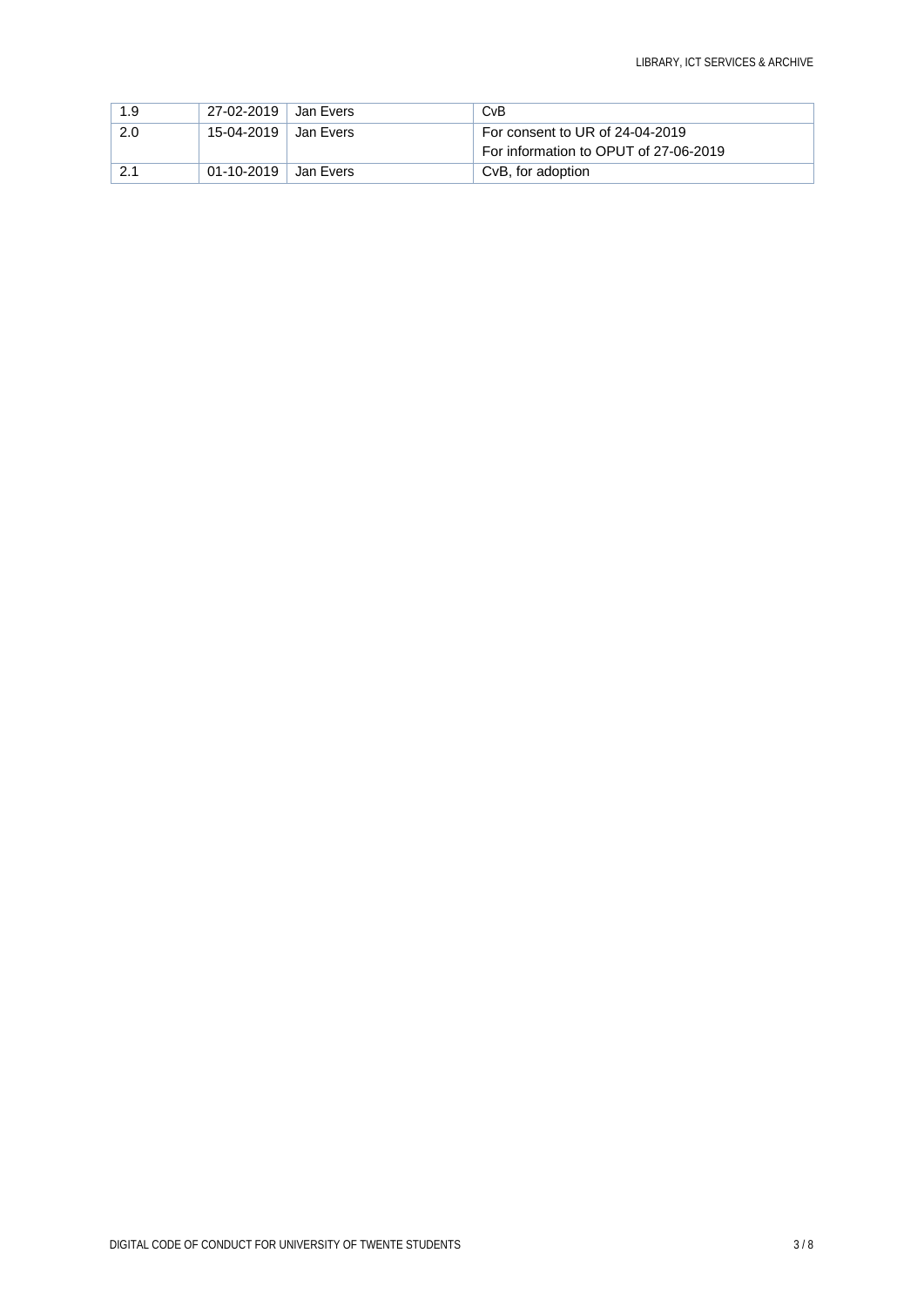| | | | |
|---|---|---|---|
| 1.9 | 27-02-2019 | Jan Evers | CvB |
| 2.0 | 15-04-2019 | Jan Evers | For consent to UR of 24-04-2019<br>For information to OPUT of 27-06-2019 |
| 2.1 | 01-10-2019 | Jan Evers | CvB, for adoption |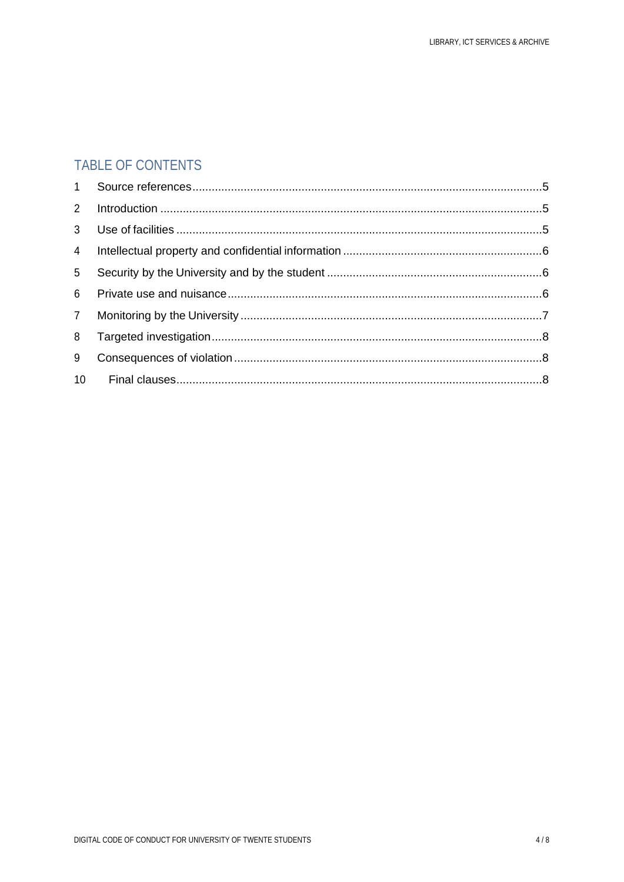## TABLE OF CONTENTS

1 Source references ....... 5
2 Introduction ....... 5
3 Use of facilities ....... 5
4 Intellectual property and confidential information ....... 6
5 Security by the University and by the student ....... 6
6 Private use and nuisance ....... 6
7 Monitoring by the University ....... 7
8 Targeted investigation ....... 8
9 Consequences of violation ....... 8
10 Final clauses ....... 8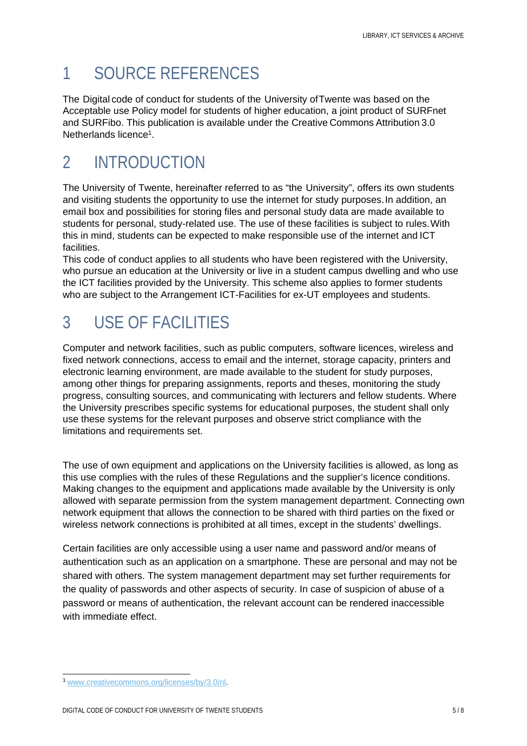# 1 SOURCE REFERENCES

The Digital code of conduct for students of the University of Twente was based on the Acceptable use Policy model for students of higher education, a joint product of SURFnet and SURFibo. This publication is available under the Creative Commons Attribution 3.0 Netherlands licence[1].

# 2 INTRODUCTION

The University of Twente, hereinafter referred to as “the University”, offers its own students and visiting students the opportunity to use the internet for study purposes. In addition, an email box and possibilities for storing files and personal study data are made available to students for personal, study-related use. The use of these facilities is subject to rules. With this in mind, students can be expected to make responsible use of the internet and ICT facilities.
This code of conduct applies to all students who have been registered with the University, who pursue an education at the University or live in a student campus dwelling and who use the ICT facilities provided by the University. This scheme also applies to former students who are subject to the Arrangement ICT-Facilities for ex-UT employees and students.

# 3 USE OF FACILITIES

Computer and network facilities, such as public computers, software licences, wireless and fixed network connections, access to email and the internet, storage capacity, printers and electronic learning environment, are made available to the student for study purposes, among other things for preparing assignments, reports and theses, monitoring the study progress, consulting sources, and communicating with lecturers and fellow students. Where the University prescribes specific systems for educational purposes, the student shall only use these systems for the relevant purposes and observe strict compliance with the limitations and requirements set.

The use of own equipment and applications on the University facilities is allowed, as long as this use complies with the rules of these Regulations and the supplier's licence conditions. Making changes to the equipment and applications made available by the University is only allowed with separate permission from the system management department. Connecting own network equipment that allows the connection to be shared with third parties on the fixed or wireless network connections is prohibited at all times, except in the students' dwellings.

Certain facilities are only accessible using a user name and password and/or means of authentication such as an application on a smartphone. These are personal and may not be shared with others. The system management department may set further requirements for the quality of passwords and other aspects of security. In case of suspicion of abuse of a password or means of authentication, the relevant account can be rendered inaccessible with immediate effect.

[1] www.creativecommons.org/licenses/by/3.0/nl.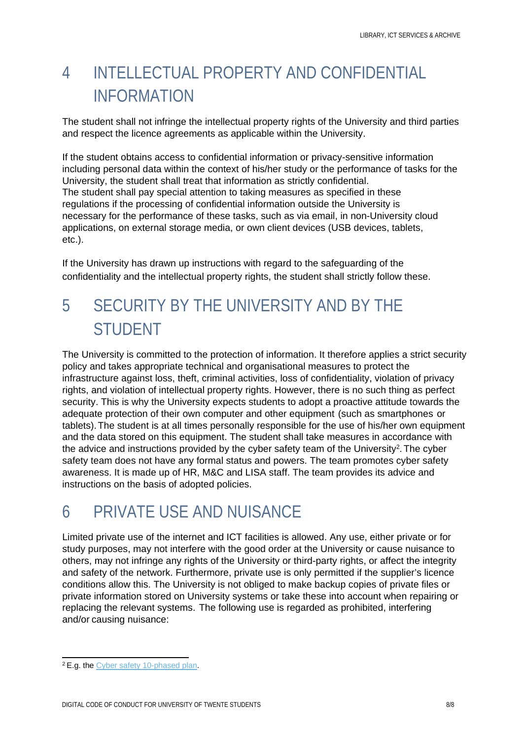# 4 INTELLECTUAL PROPERTY AND CONFIDENTIAL INFORMATION

The student shall not infringe the intellectual property rights of the University and third parties and respect the licence agreements as applicable within the University.

If the student obtains access to confidential information or privacy-sensitive information including personal data within the context of his/her study or the performance of tasks for the University, the student shall treat that information as strictly confidential.
The student shall pay special attention to taking measures as specified in these regulations if the processing of confidential information outside the University is necessary for the performance of these tasks, such as via email, in non-University cloud applications, on external storage media, or own client devices (USB devices, tablets, etc.).

If the University has drawn up instructions with regard to the safeguarding of the confidentiality and the intellectual property rights, the student shall strictly follow these.

# 5 SECURITY BY THE UNIVERSITY AND BY THE STUDENT

The University is committed to the protection of information. It therefore applies a strict security policy and takes appropriate technical and organisational measures to protect the infrastructure against loss, theft, criminal activities, loss of confidentiality, violation of privacy rights, and violation of intellectual property rights. However, there is no such thing as perfect security. This is why the University expects students to adopt a proactive attitude towards the adequate protection of their own computer and other equipment (such as smartphones or tablets). The student is at all times personally responsible for the use of his/her own equipment and the data stored on this equipment. The student shall take measures in accordance with the advice and instructions provided by the cyber safety team of the University[2]. The cyber safety team does not have any formal status and powers. The team promotes cyber safety awareness. It is made up of HR, M&C and LISA staff. The team provides its advice and instructions on the basis of adopted policies.

# 6 PRIVATE USE AND NUISANCE

Limited private use of the internet and ICT facilities is allowed. Any use, either private or for study purposes, may not interfere with the good order at the University or cause nuisance to others, may not infringe any rights of the University or third-party rights, or affect the integrity and safety of the network. Furthermore, private use is only permitted if the supplier's licence conditions allow this. The University is not obliged to make backup copies of private files or private information stored on University systems or take these into account when repairing or replacing the relevant systems. The following use is regarded as prohibited, interfering and/or causing nuisance:

---

[2] E.g. the Cyber safety 10-phased plan.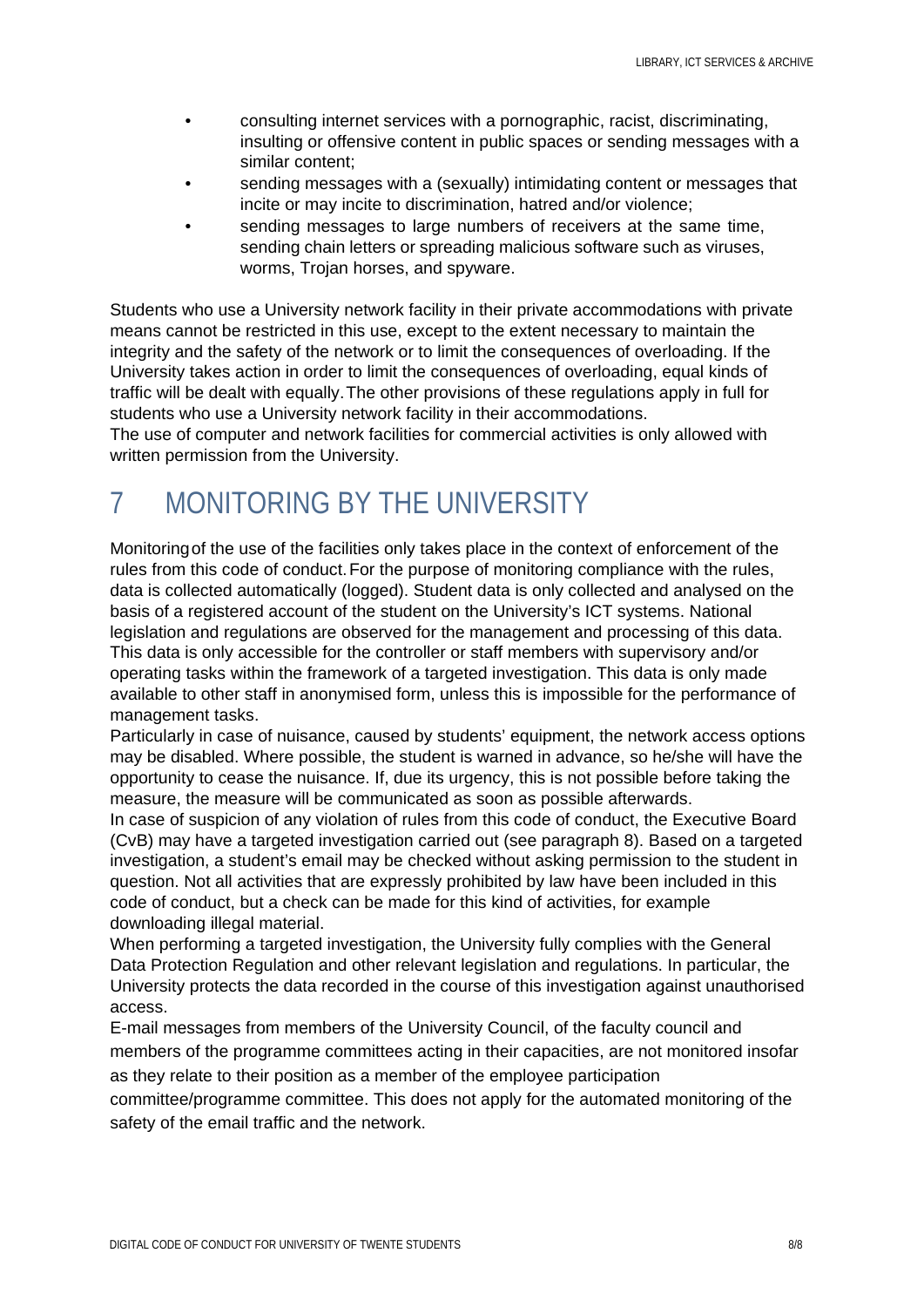- consulting internet services with a pornographic, racist, discriminating, insulting or offensive content in public spaces or sending messages with a similar content;
- sending messages with a (sexually) intimidating content or messages that incite or may incite to discrimination, hatred and/or violence;
- sending messages to large numbers of receivers at the same time, sending chain letters or spreading malicious software such as viruses, worms, Trojan horses, and spyware.

Students who use a University network facility in their private accommodations with private means cannot be restricted in this use, except to the extent necessary to maintain the integrity and the safety of the network or to limit the consequences of overloading. If the University takes action in order to limit the consequences of overloading, equal kinds of traffic will be dealt with equally. The other provisions of these regulations apply in full for students who use a University network facility in their accommodations.
The use of computer and network facilities for commercial activities is only allowed with written permission from the University.

# 7 MONITORING BY THE UNIVERSITY

Monitoring of the use of the facilities only takes place in the context of enforcement of the rules from this code of conduct. For the purpose of monitoring compliance with the rules, data is collected automatically (logged). Student data is only collected and analysed on the basis of a registered account of the student on the University's ICT systems. National legislation and regulations are observed for the management and processing of this data. This data is only accessible for the controller or staff members with supervisory and/or operating tasks within the framework of a targeted investigation. This data is only made available to other staff in anonymised form, unless this is impossible for the performance of management tasks.
Particularly in case of nuisance, caused by students' equipment, the network access options may be disabled. Where possible, the student is warned in advance, so he/she will have the opportunity to cease the nuisance. If, due its urgency, this is not possible before taking the measure, the measure will be communicated as soon as possible afterwards.
In case of suspicion of any violation of rules from this code of conduct, the Executive Board (CvB) may have a targeted investigation carried out (see paragraph 8). Based on a targeted investigation, a student's email may be checked without asking permission to the student in question. Not all activities that are expressly prohibited by law have been included in this code of conduct, but a check can be made for this kind of activities, for example downloading illegal material.
When performing a targeted investigation, the University fully complies with the General Data Protection Regulation and other relevant legislation and regulations. In particular, the University protects the data recorded in the course of this investigation against unauthorised access.
E-mail messages from members of the University Council, of the faculty council and members of the programme committees acting in their capacities, are not monitored insofar as they relate to their position as a member of the employee participation committee/programme committee. This does not apply for the automated monitoring of the safety of the email traffic and the network.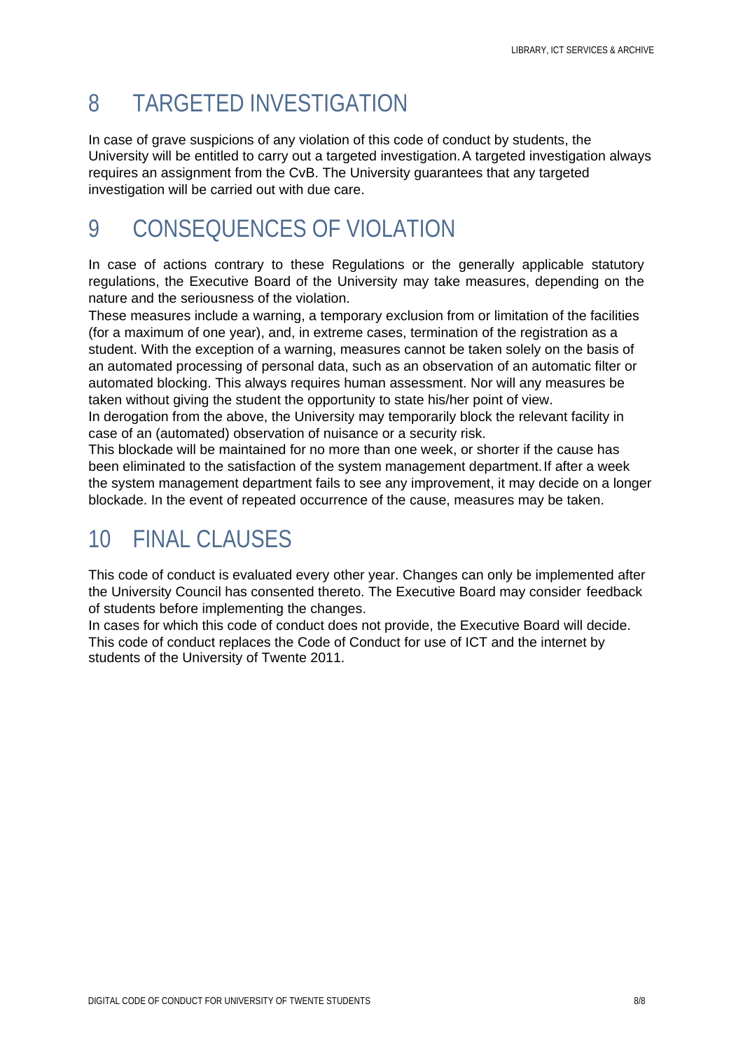# 8 TARGETED INVESTIGATION

In case of grave suspicions of any violation of this code of conduct by students, the University will be entitled to carry out a targeted investigation. A targeted investigation always requires an assignment from the CvB. The University guarantees that any targeted investigation will be carried out with due care.

# 9 CONSEQUENCES OF VIOLATION

In case of actions contrary to these Regulations or the generally applicable statutory regulations, the Executive Board of the University may take measures, depending on the nature and the seriousness of the violation.

These measures include a warning, a temporary exclusion from or limitation of the facilities (for a maximum of one year), and, in extreme cases, termination of the registration as a student. With the exception of a warning, measures cannot be taken solely on the basis of an automated processing of personal data, such as an observation of an automatic filter or automated blocking. This always requires human assessment. Nor will any measures be taken without giving the student the opportunity to state his/her point of view.

In derogation from the above, the University may temporarily block the relevant facility in case of an (automated) observation of nuisance or a security risk.

This blockade will be maintained for no more than one week, or shorter if the cause has been eliminated to the satisfaction of the system management department. If after a week the system management department fails to see any improvement, it may decide on a longer blockade. In the event of repeated occurrence of the cause, measures may be taken.

# 10 FINAL CLAUSES

This code of conduct is evaluated every other year. Changes can only be implemented after the University Council has consented thereto. The Executive Board may consider feedback of students before implementing the changes.

In cases for which this code of conduct does not provide, the Executive Board will decide.

This code of conduct replaces the Code of Conduct for use of ICT and the internet by students of the University of Twente 2011.